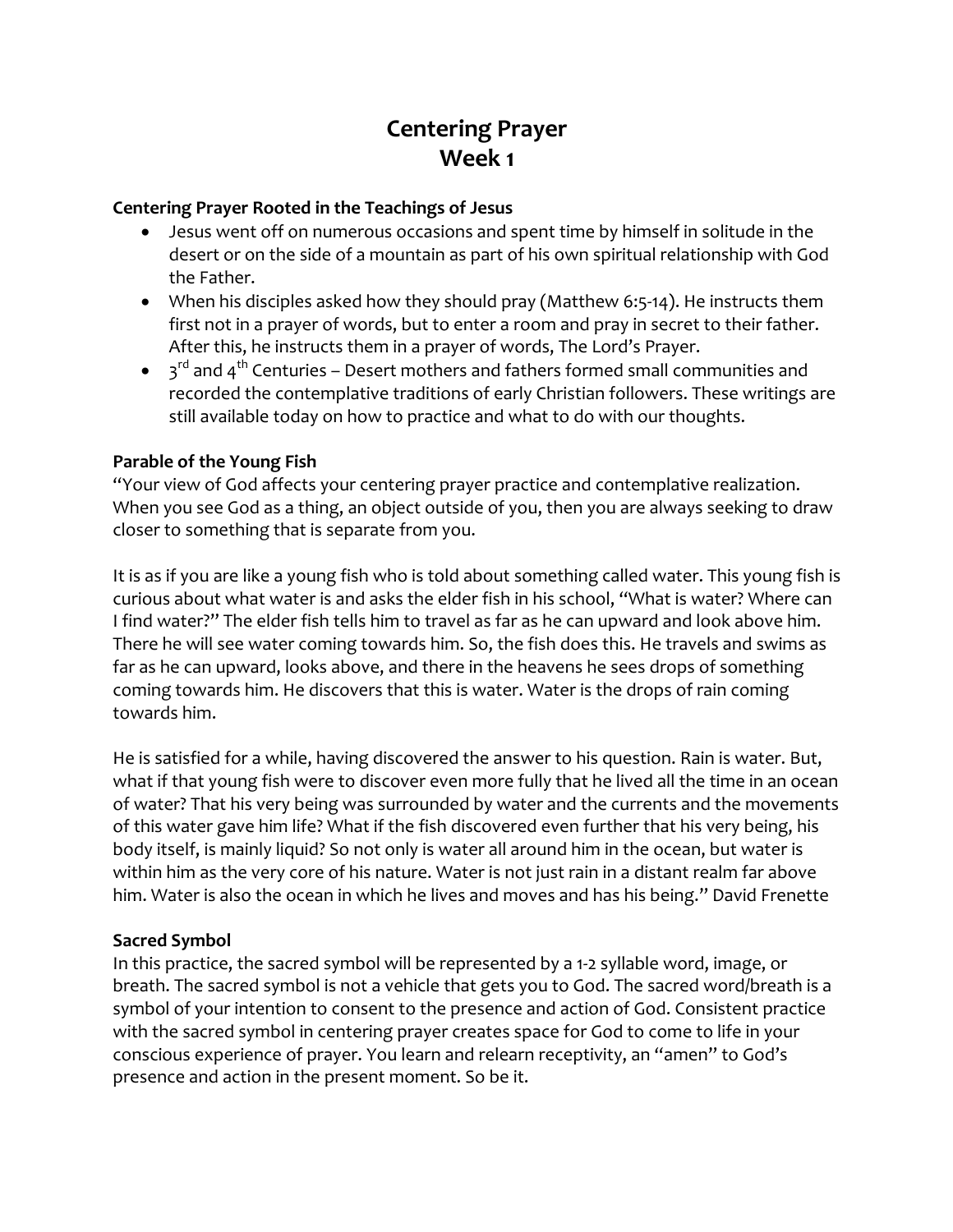# Centering Prayer
# Week 1

**Centering Prayer Rooted in the Teachings of Jesus**

- Jesus went off on numerous occasions and spent time by himself in solitude in the desert or on the side of a mountain as part of his own spiritual relationship with God the Father.
- When his disciples asked how they should pray (Matthew 6:5-14). He instructs them first not in a prayer of words, but to enter a room and pray in secret to their father. After this, he instructs them in a prayer of words, The Lord's Prayer.
- 3rd and 4th Centuries – Desert mothers and fathers formed small communities and recorded the contemplative traditions of early Christian followers. These writings are still available today on how to practice and what to do with our thoughts.

**Parable of the Young Fish**

"Your view of God affects your centering prayer practice and contemplative realization. When you see God as a thing, an object outside of you, then you are always seeking to draw closer to something that is separate from you.

It is as if you are like a young fish who is told about something called water. This young fish is curious about what water is and asks the elder fish in his school, "What is water? Where can I find water?" The elder fish tells him to travel as far as he can upward and look above him. There he will see water coming towards him. So, the fish does this. He travels and swims as far as he can upward, looks above, and there in the heavens he sees drops of something coming towards him. He discovers that this is water. Water is the drops of rain coming towards him.

He is satisfied for a while, having discovered the answer to his question. Rain is water. But, what if that young fish were to discover even more fully that he lived all the time in an ocean of water? That his very being was surrounded by water and the currents and the movements of this water gave him life? What if the fish discovered even further that his very being, his body itself, is mainly liquid? So not only is water all around him in the ocean, but water is within him as the very core of his nature. Water is not just rain in a distant realm far above him. Water is also the ocean in which he lives and moves and has his being." David Frenette

**Sacred Symbol**

In this practice, the sacred symbol will be represented by a 1-2 syllable word, image, or breath. The sacred symbol is not a vehicle that gets you to God. The sacred word/breath is a symbol of your intention to consent to the presence and action of God. Consistent practice with the sacred symbol in centering prayer creates space for God to come to life in your conscious experience of prayer. You learn and relearn receptivity, an "amen" to God's presence and action in the present moment. So be it.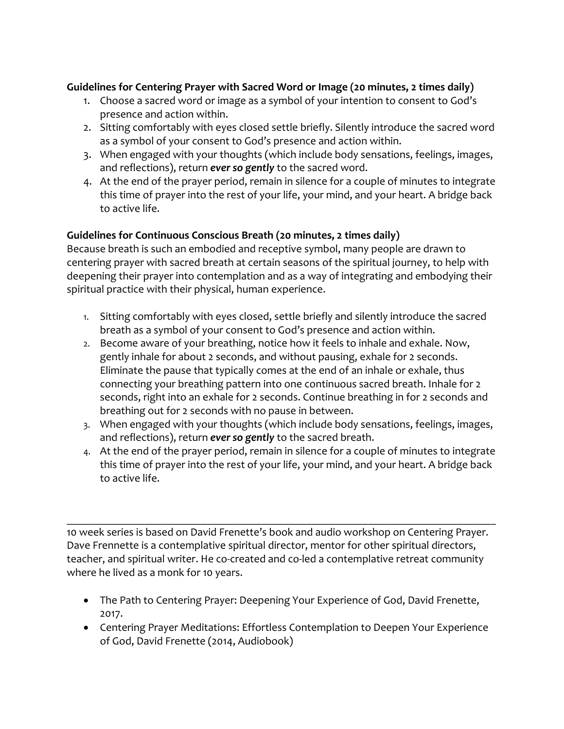**Guidelines for Centering Prayer with Sacred Word or Image (20 minutes, 2 times daily)**

1. Choose a sacred word or image as a symbol of your intention to consent to God's presence and action within.
2. Sitting comfortably with eyes closed settle briefly. Silently introduce the sacred word as a symbol of your consent to God's presence and action within.
3. When engaged with your thoughts (which include body sensations, feelings, images, and reflections), return ***ever so gently*** to the sacred word.
4. At the end of the prayer period, remain in silence for a couple of minutes to integrate this time of prayer into the rest of your life, your mind, and your heart. A bridge back to active life.

**Guidelines for Continuous Conscious Breath (20 minutes, 2 times daily)**

Because breath is such an embodied and receptive symbol, many people are drawn to centering prayer with sacred breath at certain seasons of the spiritual journey, to help with deepening their prayer into contemplation and as a way of integrating and embodying their spiritual practice with their physical, human experience.

1. Sitting comfortably with eyes closed, settle briefly and silently introduce the sacred breath as a symbol of your consent to God's presence and action within.
2. Become aware of your breathing, notice how it feels to inhale and exhale. Now, gently inhale for about 2 seconds, and without pausing, exhale for 2 seconds. Eliminate the pause that typically comes at the end of an inhale or exhale, thus connecting your breathing pattern into one continuous sacred breath. Inhale for 2 seconds, right into an exhale for 2 seconds. Continue breathing in for 2 seconds and breathing out for 2 seconds with no pause in between.
3. When engaged with your thoughts (which include body sensations, feelings, images, and reflections), return ***ever so gently*** to the sacred breath.
4. At the end of the prayer period, remain in silence for a couple of minutes to integrate this time of prayer into the rest of your life, your mind, and your heart. A bridge back to active life.

---

10 week series is based on David Frenette's book and audio workshop on Centering Prayer. Dave Frennette is a contemplative spiritual director, mentor for other spiritual directors, teacher, and spiritual writer. He co-created and co-led a contemplative retreat community where he lived as a monk for 10 years.

- The Path to Centering Prayer: Deepening Your Experience of God, David Frenette, 2017.
- Centering Prayer Meditations: Effortless Contemplation to Deepen Your Experience of God, David Frenette (2014, Audiobook)